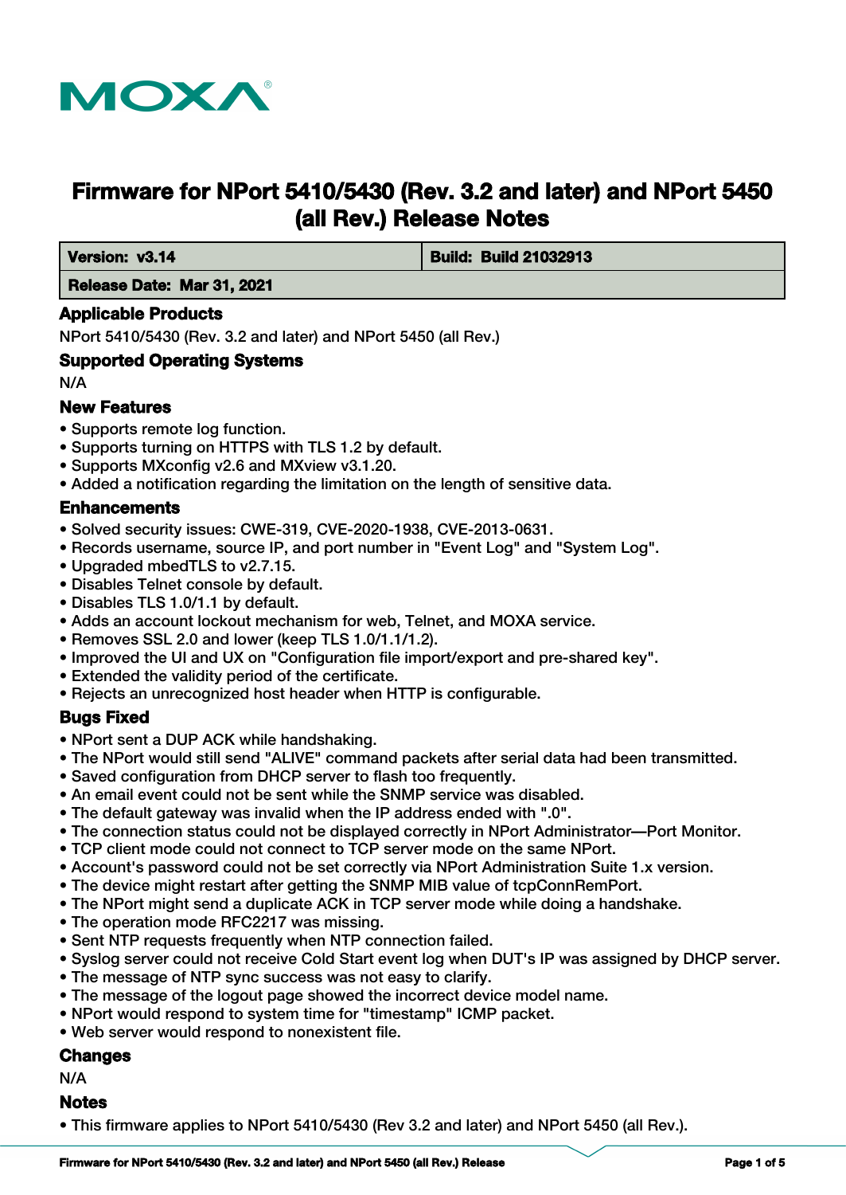# Firmware for NPort 5410/5430 (Rev. 3.2 and later) and NPort 5450 (all Rev.) Release Notes

| Version: v3.14 | Build: Build 21032913 |
| --- | --- |
| Release Date: Mar 31, 2021 | |

## Applicable Products

NPort 5410/5430 (Rev. 3.2 and later) and NPort 5450 (all Rev.)

## Supported Operating Systems

N/A

## New Features

- Supports remote log function.
- Supports turning on HTTPS with TLS 1.2 by default.
- Supports MXconfig v2.6 and MXview v3.1.20.
- Added a notification regarding the limitation on the length of sensitive data.

## Enhancements

- Solved security issues: CWE-319, CVE-2020-1938, CVE-2013-0631.
- Records username, source IP, and port number in "Event Log" and "System Log".
- Upgraded mbedTLS to v2.7.15.
- Disables Telnet console by default.
- Disables TLS 1.0/1.1 by default.
- Adds an account lockout mechanism for web, Telnet, and MOXA service.
- Removes SSL 2.0 and lower (keep TLS 1.0/1.1/1.2).
- Improved the UI and UX on "Configuration file import/export and pre-shared key".
- Extended the validity period of the certificate.
- Rejects an unrecognized host header when HTTP is configurable.

## Bugs Fixed

- NPort sent a DUP ACK while handshaking.
- The NPort would still send "ALIVE" command packets after serial data had been transmitted.
- Saved configuration from DHCP server to flash too frequently.
- An email event could not be sent while the SNMP service was disabled.
- The default gateway was invalid when the IP address ended with ".0".
- The connection status could not be displayed correctly in NPort Administrator—Port Monitor.
- TCP client mode could not connect to TCP server mode on the same NPort.
- Account's password could not be set correctly via NPort Administration Suite 1.x version.
- The device might restart after getting the SNMP MIB value of tcpConnRemPort.
- The NPort might send a duplicate ACK in TCP server mode while doing a handshake.
- The operation mode RFC2217 was missing.
- Sent NTP requests frequently when NTP connection failed.
- Syslog server could not receive Cold Start event log when DUT's IP was assigned by DHCP server.
- The message of NTP sync success was not easy to clarify.
- The message of the logout page showed the incorrect device model name.
- NPort would respond to system time for "timestamp" ICMP packet.
- Web server would respond to nonexistent file.

## Changes

N/A

## Notes

- This firmware applies to NPort 5410/5430 (Rev 3.2 and later) and NPort 5450 (all Rev.).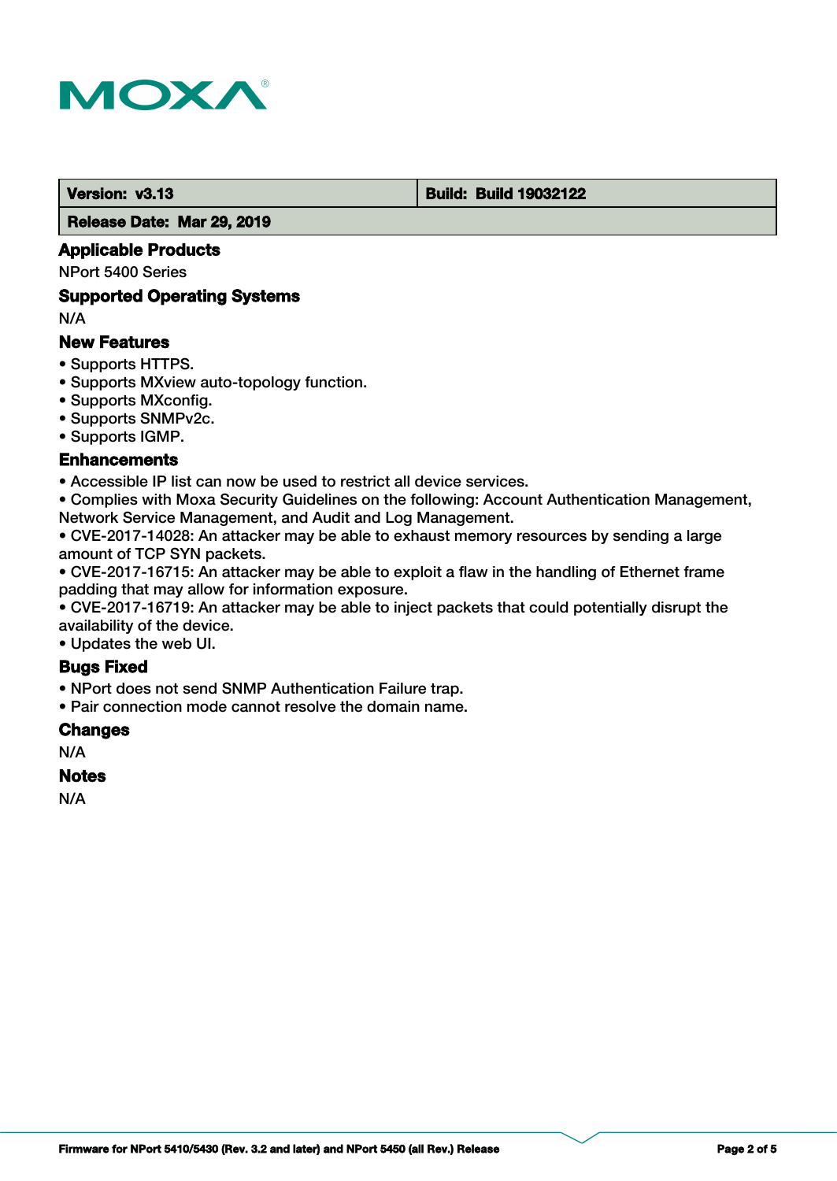| Version: v3.13 | Build: Build 19032122 |
| --- | --- |
| Release Date: Mar 29, 2019 | |

### Applicable Products

NPort 5400 Series

### Supported Operating Systems

N/A

### New Features

- Supports HTTPS.
- Supports MXview auto-topology function.
- Supports MXconfig.
- Supports SNMPv2c.
- Supports IGMP.

### Enhancements

- Accessible IP list can now be used to restrict all device services.
- Complies with Moxa Security Guidelines on the following: Account Authentication Management, Network Service Management, and Audit and Log Management.
- CVE-2017-14028: An attacker may be able to exhaust memory resources by sending a large amount of TCP SYN packets.
- CVE-2017-16715: An attacker may be able to exploit a flaw in the handling of Ethernet frame padding that may allow for information exposure.
- CVE-2017-16719: An attacker may be able to inject packets that could potentially disrupt the availability of the device.
- Updates the web UI.

### Bugs Fixed

- NPort does not send SNMP Authentication Failure trap.
- Pair connection mode cannot resolve the domain name.

### Changes

N/A

### Notes

N/A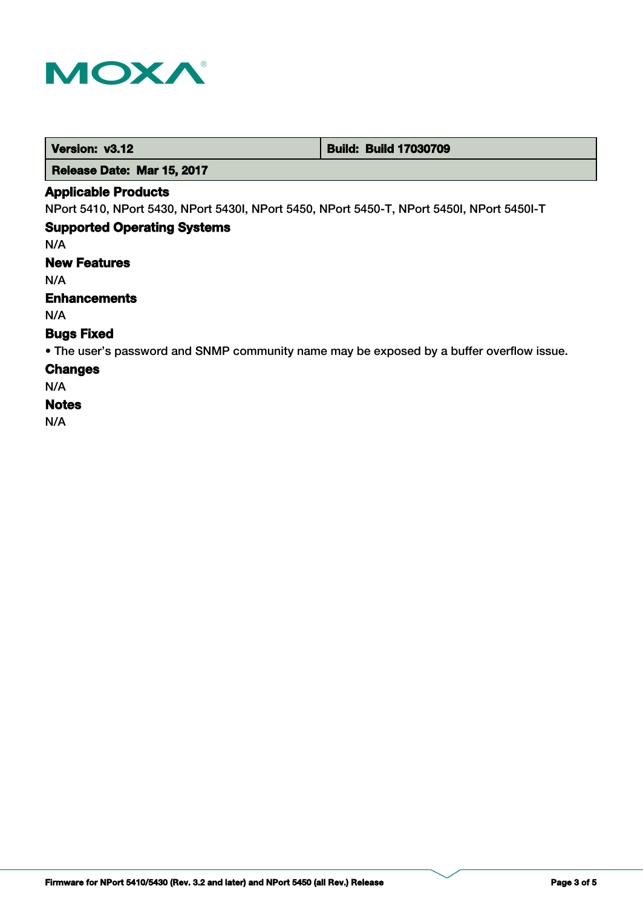| Version: v3.12 | Build: Build 17030709 |
| --- | --- |
| Release Date: Mar 15, 2017 | |

### Applicable Products

NPort 5410, NPort 5430, NPort 5430I, NPort 5450, NPort 5450-T, NPort 5450I, NPort 5450I-T

### Supported Operating Systems

N/A

### New Features

N/A

### Enhancements

N/A

### Bugs Fixed

• The user's password and SNMP community name may be exposed by a buffer overflow issue.

### Changes

N/A

### Notes

N/A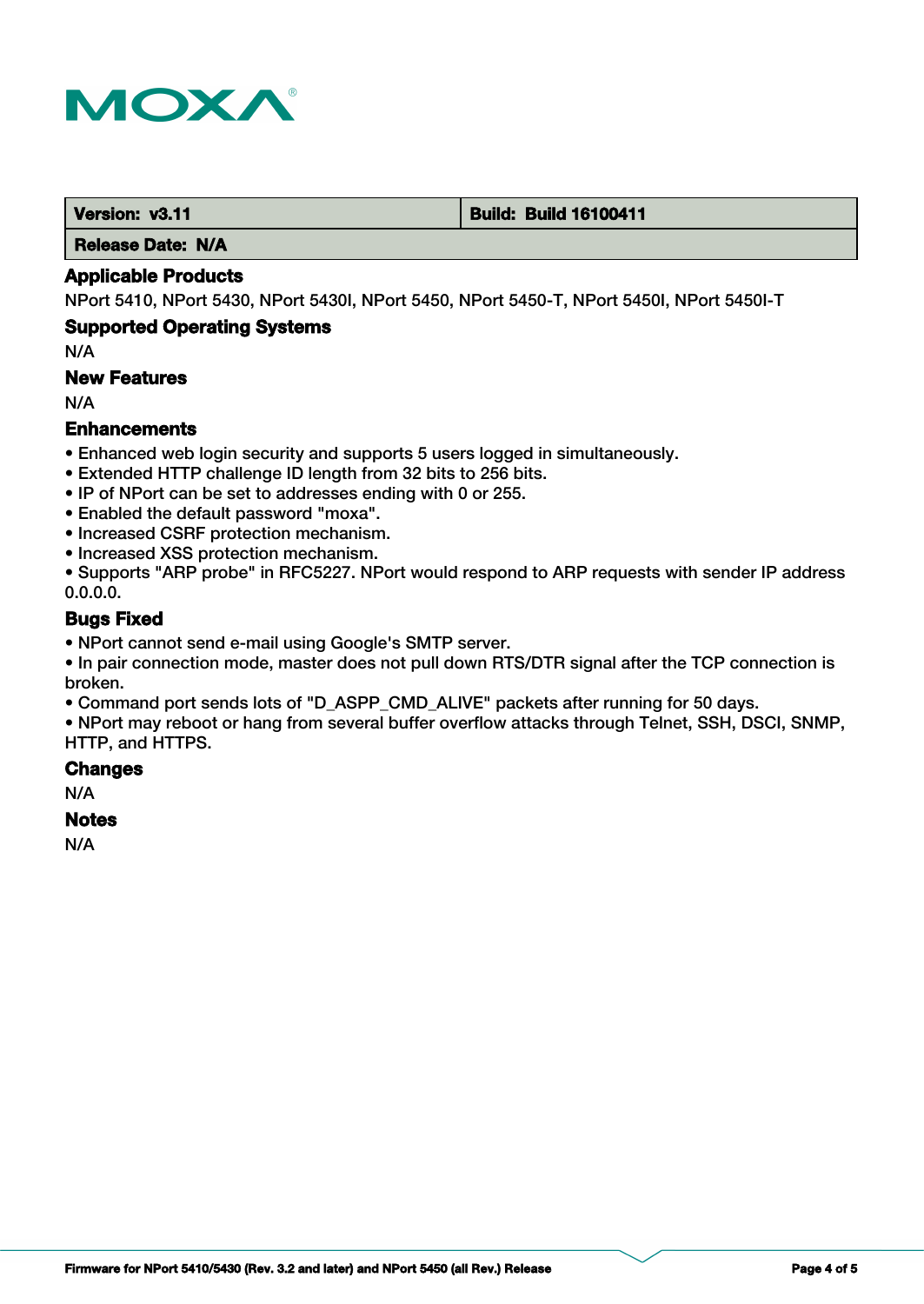| Version: v3.11 | Build: Build 16100411 |
| --- | --- |
| Release Date: N/A | |

### Applicable Products

NPort 5410, NPort 5430, NPort 5430I, NPort 5450, NPort 5450-T, NPort 5450I, NPort 5450I-T

### Supported Operating Systems

N/A

### New Features

N/A

### Enhancements

- Enhanced web login security and supports 5 users logged in simultaneously.
- Extended HTTP challenge ID length from 32 bits to 256 bits.
- IP of NPort can be set to addresses ending with 0 or 255.
- Enabled the default password "moxa".
- Increased CSRF protection mechanism.
- Increased XSS protection mechanism.
- Supports "ARP probe" in RFC5227. NPort would respond to ARP requests with sender IP address 0.0.0.0.

### Bugs Fixed

- NPort cannot send e-mail using Google's SMTP server.
- In pair connection mode, master does not pull down RTS/DTR signal after the TCP connection is broken.
- Command port sends lots of "D_ASPP_CMD_ALIVE" packets after running for 50 days.
- NPort may reboot or hang from several buffer overflow attacks through Telnet, SSH, DSCI, SNMP, HTTP, and HTTPS.

### Changes

N/A

### Notes

N/A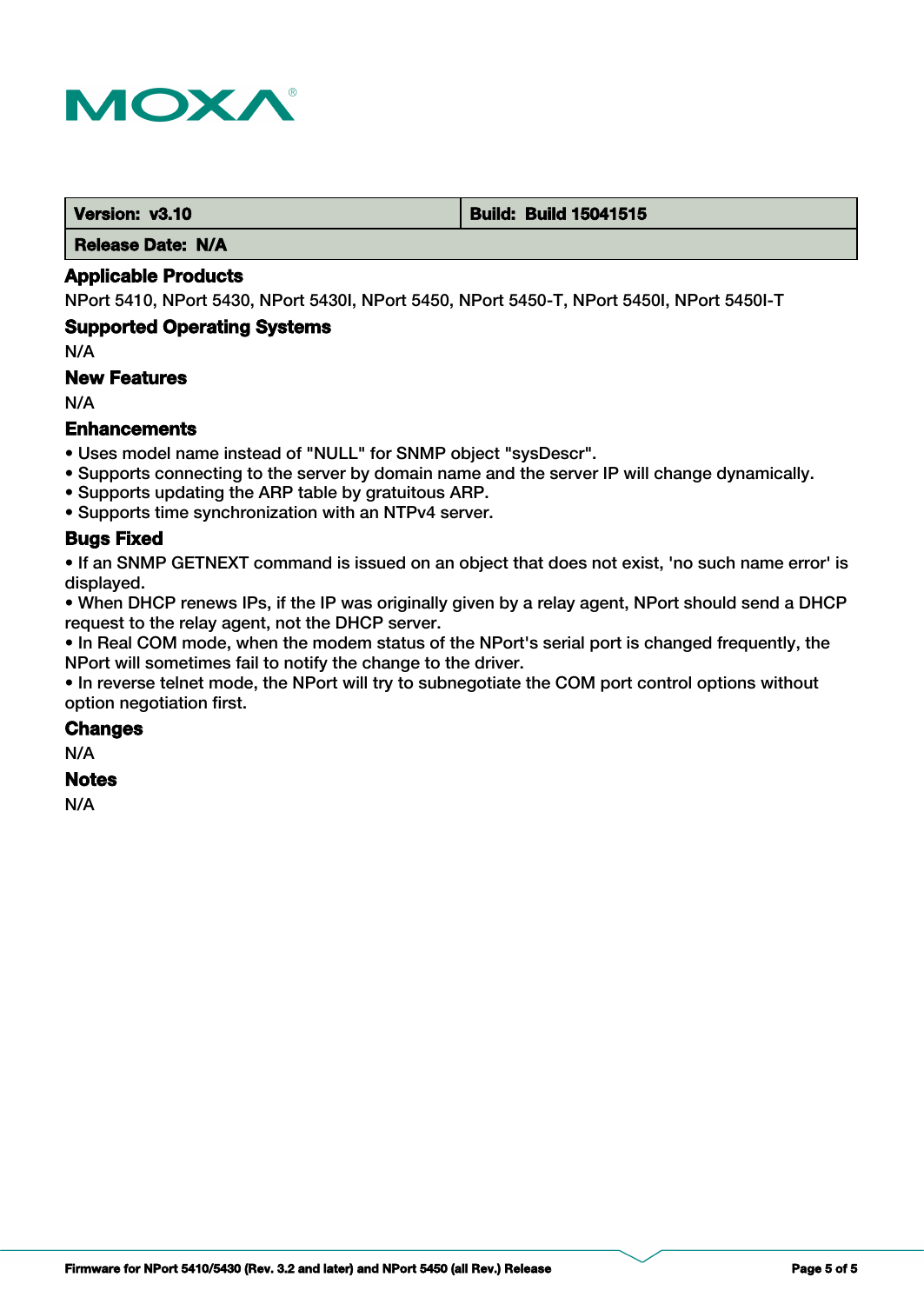| Version: v3.10 | Build: Build 15041515 |
| --- | --- |
| Release Date: N/A | |

### Applicable Products

NPort 5410, NPort 5430, NPort 5430I, NPort 5450, NPort 5450-T, NPort 5450I, NPort 5450I-T

### Supported Operating Systems

N/A

### New Features

N/A

### Enhancements

- Uses model name instead of "NULL" for SNMP object "sysDescr".
- Supports connecting to the server by domain name and the server IP will change dynamically.
- Supports updating the ARP table by gratuitous ARP.
- Supports time synchronization with an NTPv4 server.

### Bugs Fixed

- If an SNMP GETNEXT command is issued on an object that does not exist, 'no such name error' is displayed.
- When DHCP renews IPs, if the IP was originally given by a relay agent, NPort should send a DHCP request to the relay agent, not the DHCP server.
- In Real COM mode, when the modem status of the NPort's serial port is changed frequently, the NPort will sometimes fail to notify the change to the driver.
- In reverse telnet mode, the NPort will try to subnegotiate the COM port control options without option negotiation first.

### Changes

N/A

### Notes

N/A